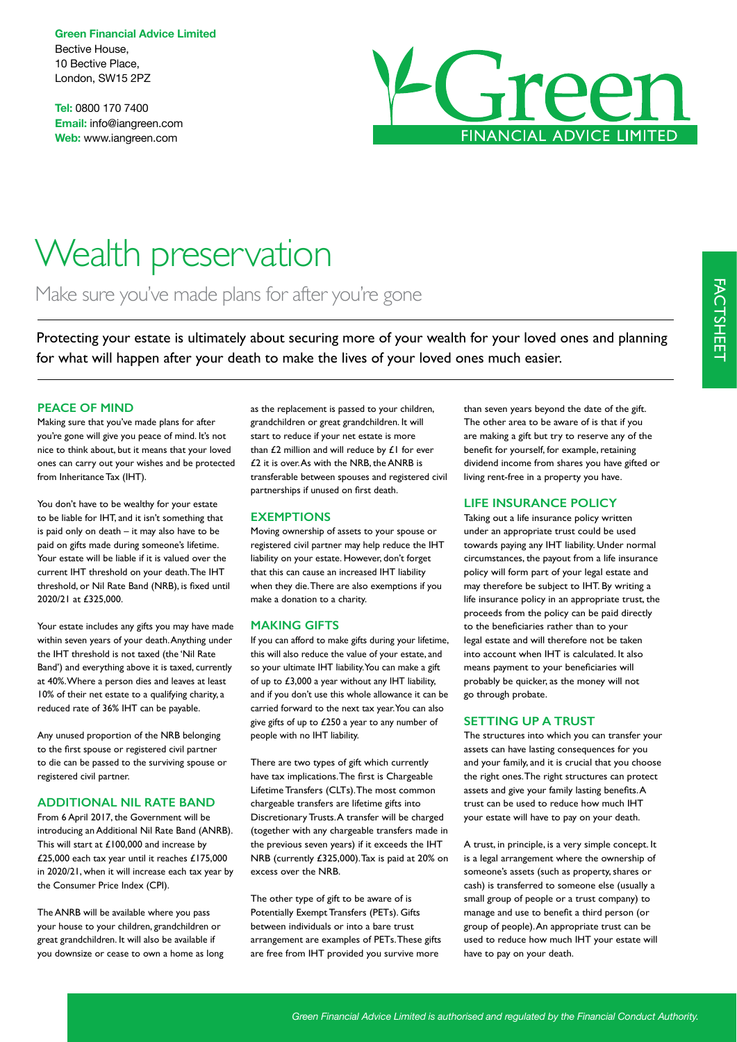**Green Financial Advice Limited**
Bective House,
10 Bective Place,
London, SW15 2PZ

**Tel:** 0800 170 7400
**Email:** info@iangreen.com
**Web:** www.iangreen.com

FACTSHEET

# Wealth preservation

## Make sure you've made plans for after you're gone

Protecting your estate is ultimately about securing more of your wealth for your loved ones and planning for what will happen after your death to make the lives of your loved ones much easier.

### PEACE OF MIND

Making sure that you've made plans for after you're gone will give you peace of mind. It's not nice to think about, but it means that your loved ones can carry out your wishes and be protected from Inheritance Tax (IHT).

You don't have to be wealthy for your estate to be liable for IHT, and it isn't something that is paid only on death – it may also have to be paid on gifts made during someone's lifetime. Your estate will be liable if it is valued over the current IHT threshold on your death. The IHT threshold, or Nil Rate Band (NRB), is fixed until 2020/21 at £325,000.

Your estate includes any gifts you may have made within seven years of your death. Anything under the IHT threshold is not taxed (the 'Nil Rate Band') and everything above it is taxed, currently at 40%. Where a person dies and leaves at least 10% of their net estate to a qualifying charity, a reduced rate of 36% IHT can be payable.

Any unused proportion of the NRB belonging to the first spouse or registered civil partner to die can be passed to the surviving spouse or registered civil partner.

### ADDITIONAL NIL RATE BAND

From 6 April 2017, the Government will be introducing an Additional Nil Rate Band (ANRB). This will start at £100,000 and increase by £25,000 each tax year until it reaches £175,000 in 2020/21, when it will increase each tax year by the Consumer Price Index (CPI).

The ANRB will be available where you pass your house to your children, grandchildren or great grandchildren. It will also be available if you downsize or cease to own a home as long as the replacement is passed to your children, grandchildren or great grandchildren. It will start to reduce if your net estate is more than £2 million and will reduce by £1 for ever £2 it is over. As with the NRB, the ANRB is transferable between spouses and registered civil partnerships if unused on first death.

### EXEMPTIONS

Moving ownership of assets to your spouse or registered civil partner may help reduce the IHT liability on your estate. However, don't forget that this can cause an increased IHT liability when they die. There are also exemptions if you make a donation to a charity.

### MAKING GIFTS

If you can afford to make gifts during your lifetime, this will also reduce the value of your estate, and so your ultimate IHT liability. You can make a gift of up to £3,000 a year without any IHT liability, and if you don't use this whole allowance it can be carried forward to the next tax year. You can also give gifts of up to £250 a year to any number of people with no IHT liability.

There are two types of gift which currently have tax implications. The first is Chargeable Lifetime Transfers (CLTs). The most common chargeable transfers are lifetime gifts into Discretionary Trusts. A transfer will be charged (together with any chargeable transfers made in the previous seven years) if it exceeds the IHT NRB (currently £325,000). Tax is paid at 20% on excess over the NRB.

The other type of gift to be aware of is Potentially Exempt Transfers (PETs). Gifts between individuals or into a bare trust arrangement are examples of PETs. These gifts are free from IHT provided you survive more than seven years beyond the date of the gift. The other area to be aware of is that if you are making a gift but try to reserve any of the benefit for yourself, for example, retaining dividend income from shares you have gifted or living rent-free in a property you have.

### LIFE INSURANCE POLICY

Taking out a life insurance policy written under an appropriate trust could be used towards paying any IHT liability. Under normal circumstances, the payout from a life insurance policy will form part of your legal estate and may therefore be subject to IHT. By writing a life insurance policy in an appropriate trust, the proceeds from the policy can be paid directly to the beneficiaries rather than to your legal estate and will therefore not be taken into account when IHT is calculated. It also means payment to your beneficiaries will probably be quicker, as the money will not go through probate.

### SETTING UP A TRUST

The structures into which you can transfer your assets can have lasting consequences for you and your family, and it is crucial that you choose the right ones. The right structures can protect assets and give your family lasting benefits. A trust can be used to reduce how much IHT your estate will have to pay on your death.

A trust, in principle, is a very simple concept. It is a legal arrangement where the ownership of someone's assets (such as property, shares or cash) is transferred to someone else (usually a small group of people or a trust company) to manage and use to benefit a third person (or group of people). An appropriate trust can be used to reduce how much IHT your estate will have to pay on your death.

*Green Financial Advice Limited is authorised and regulated by the Financial Conduct Authority.*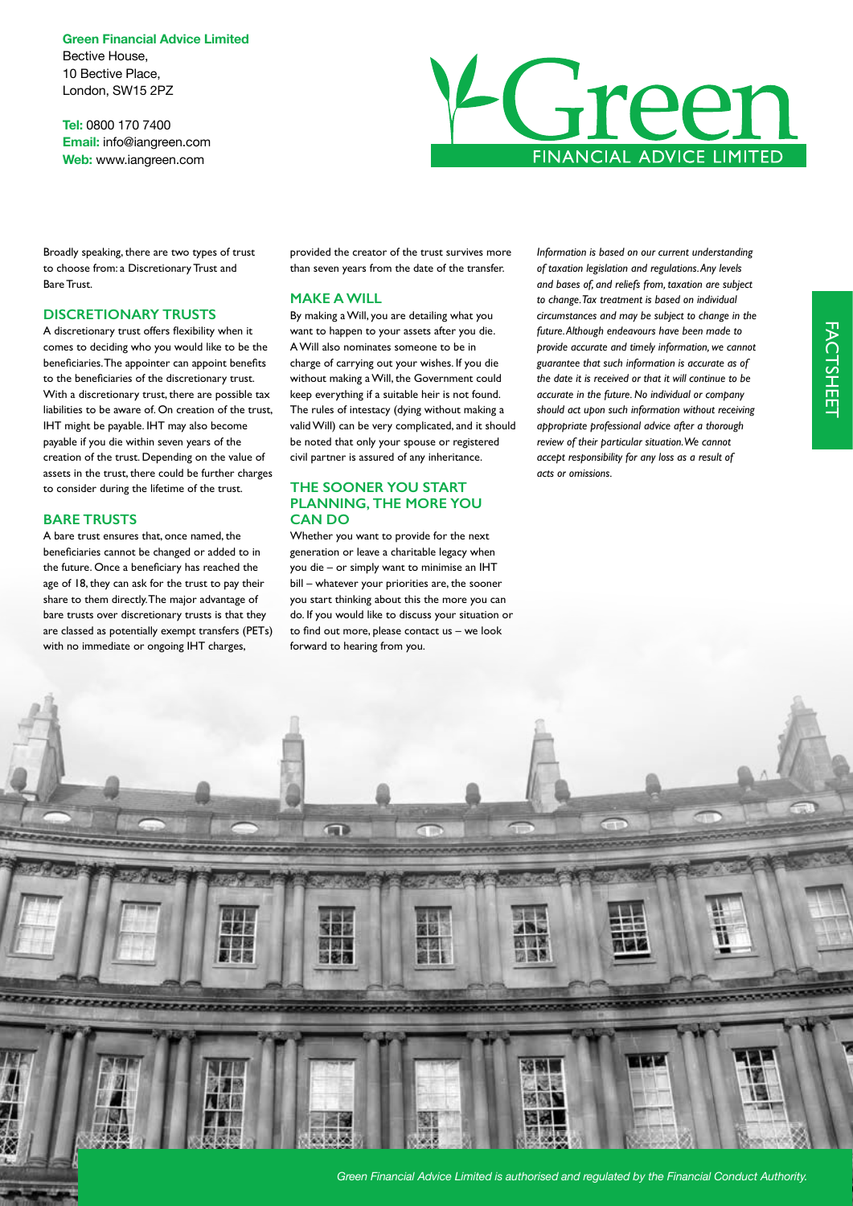**Green Financial Advice Limited**
Bective House,
10 Bective Place,
London, SW15 2PZ

**Tel:** 0800 170 7400
**Email:** info@iangreen.com
**Web:** www.iangreen.com

Broadly speaking, there are two types of trust to choose from: a Discretionary Trust and Bare Trust.

## DISCRETIONARY TRUSTS

A discretionary trust offers flexibility when it comes to deciding who you would like to be the beneficiaries. The appointer can appoint benefits to the beneficiaries of the discretionary trust. With a discretionary trust, there are possible tax liabilities to be aware of. On creation of the trust, IHT might be payable. IHT may also become payable if you die within seven years of the creation of the trust. Depending on the value of assets in the trust, there could be further charges to consider during the lifetime of the trust.

## BARE TRUSTS

A bare trust ensures that, once named, the beneficiaries cannot be changed or added to in the future. Once a beneficiary has reached the age of 18, they can ask for the trust to pay their share to them directly. The major advantage of bare trusts over discretionary trusts is that they are classed as potentially exempt transfers (PETs) with no immediate or ongoing IHT charges, provided the creator of the trust survives more than seven years from the date of the transfer.

## MAKE A WILL

By making a Will, you are detailing what you want to happen to your assets after you die. A Will also nominates someone to be in charge of carrying out your wishes. If you die without making a Will, the Government could keep everything if a suitable heir is not found. The rules of intestacy (dying without making a valid Will) can be very complicated, and it should be noted that only your spouse or registered civil partner is assured of any inheritance.

## THE SOONER YOU START PLANNING, THE MORE YOU CAN DO

Whether you want to provide for the next generation or leave a charitable legacy when you die – or simply want to minimise an IHT bill – whatever your priorities are, the sooner you start thinking about this the more you can do. If you would like to discuss your situation or to find out more, please contact us – we look forward to hearing from you.

*Information is based on our current understanding of taxation legislation and regulations. Any levels and bases of, and reliefs from, taxation are subject to change. Tax treatment is based on individual circumstances and may be subject to change in the future. Although endeavours have been made to provide accurate and timely information, we cannot guarantee that such information is accurate as of the date it is received or that it will continue to be accurate in the future. No individual or company should act upon such information without receiving appropriate professional advice after a thorough review of their particular situation. We cannot accept responsibility for any loss as a result of acts or omissions.*

*Green Financial Advice Limited is authorised and regulated by the Financial Conduct Authority.*